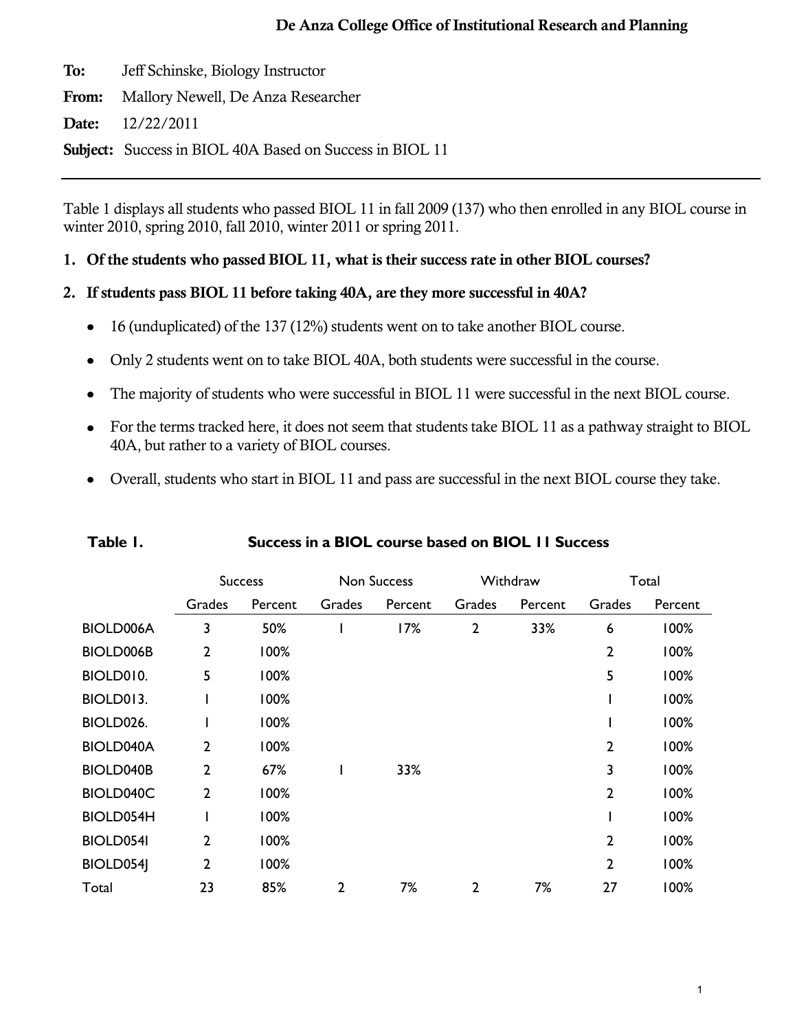**De Anza College Office of Institutional Research and Planning**

**To:** Jeff Schinske, Biology Instructor

**From:** Mallory Newell, De Anza Researcher

**Date:** 12/22/2011

**Subject:** Success in BIOL 40A Based on Success in BIOL 11

---

Table 1 displays all students who passed BIOL 11 in fall 2009 (137) who then enrolled in any BIOL course in winter 2010, spring 2010, fall 2010, winter 2011 or spring 2011.

1. **Of the students who passed BIOL 11, what is their success rate in other BIOL courses?**
2. **If students pass BIOL 11 before taking 40A, are they more successful in 40A?**

- 16 (unduplicated) of the 137 (12%) students went on to take another BIOL course.
- Only 2 students went on to take BIOL 40A, both students were successful in the course.
- The majority of students who were successful in BIOL 11 were successful in the next BIOL course.
- For the terms tracked here, it does not seem that students take BIOL 11 as a pathway straight to BIOL 40A, but rather to a variety of BIOL courses.
- Overall, students who start in BIOL 11 and pass are successful in the next BIOL course they take.

**Table 1. Success in a BIOL course based on BIOL 11 Success**

| | Success | | Non Success | | Withdraw | | Total | |
|---|---|---|---|---|---|---|---|---|
| | Grades | Percent | Grades | Percent | Grades | Percent | Grades | Percent |
| BIOLD006A | 3 | 50% | 1 | 17% | 2 | 33% | 6 | 100% |
| BIOLD006B | 2 | 100% | | | | | 2 | 100% |
| BIOLD010. | 5 | 100% | | | | | 5 | 100% |
| BIOLD013. | 1 | 100% | | | | | 1 | 100% |
| BIOLD026. | 1 | 100% | | | | | 1 | 100% |
| BIOLD040A | 2 | 100% | | | | | 2 | 100% |
| BIOLD040B | 2 | 67% | 1 | 33% | | | 3 | 100% |
| BIOLD040C | 2 | 100% | | | | | 2 | 100% |
| BIOLD054H | 1 | 100% | | | | | 1 | 100% |
| BIOLD054I | 2 | 100% | | | | | 2 | 100% |
| BIOLD054J | 2 | 100% | | | | | 2 | 100% |
| Total | 23 | 85% | 2 | 7% | 2 | 7% | 27 | 100% |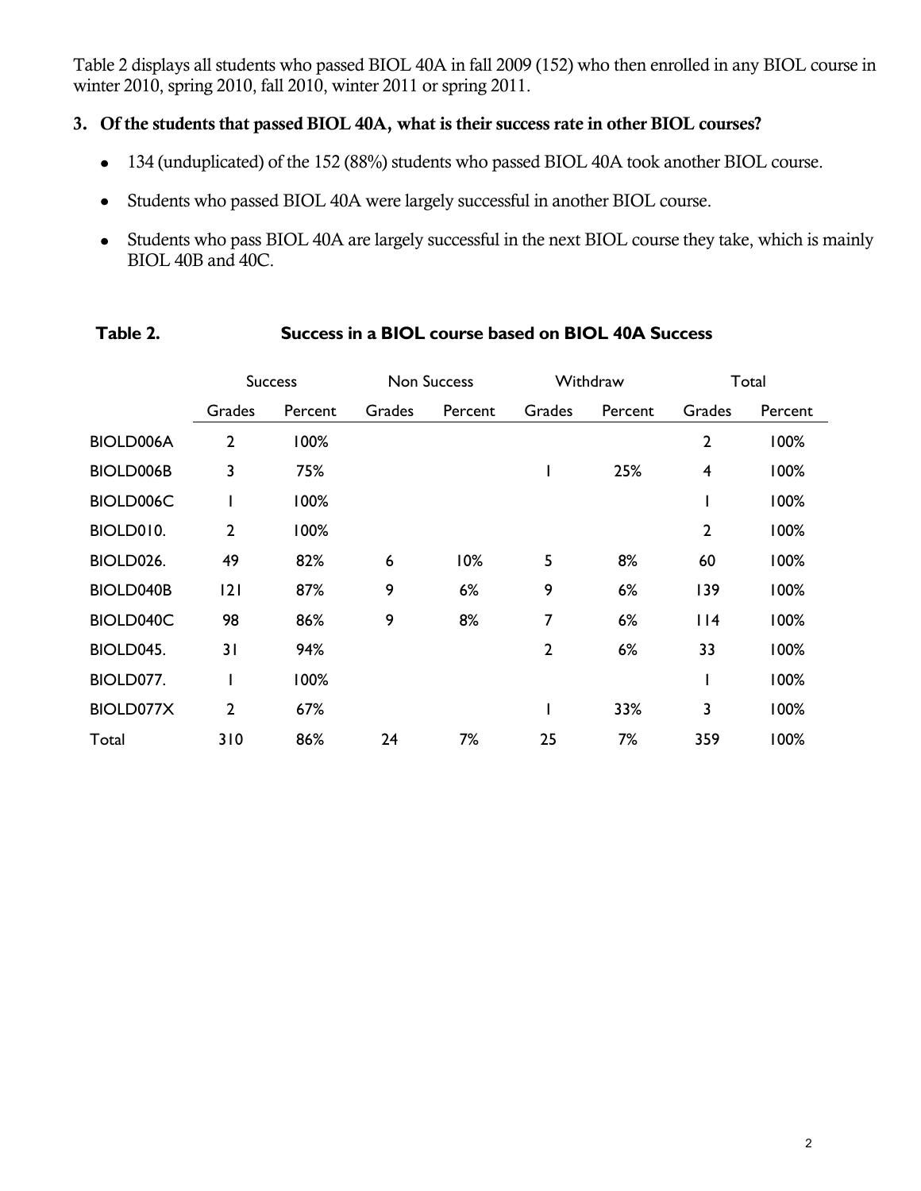Table 2 displays all students who passed BIOL 40A in fall 2009 (152) who then enrolled in any BIOL course in winter 2010, spring 2010, fall 2010, winter 2011 or spring 2011.

### 3. Of the students that passed BIOL 40A, what is their success rate in other BIOL courses?

- 134 (unduplicated) of the 152 (88%) students who passed BIOL 40A took another BIOL course.
- Students who passed BIOL 40A were largely successful in another BIOL course.
- Students who pass BIOL 40A are largely successful in the next BIOL course they take, which is mainly BIOL 40B and 40C.

**Table 2. Success in a BIOL course based on BIOL 40A Success**

| | Success | | Non Success | | Withdraw | | Total | |
|---|---|---|---|---|---|---|---|---|
| | Grades | Percent | Grades | Percent | Grades | Percent | Grades | Percent |
| BIOLD006A | 2 | 100% | | | | | 2 | 100% |
| BIOLD006B | 3 | 75% | | | 1 | 25% | 4 | 100% |
| BIOLD006C | 1 | 100% | | | | | 1 | 100% |
| BIOLD010. | 2 | 100% | | | | | 2 | 100% |
| BIOLD026. | 49 | 82% | 6 | 10% | 5 | 8% | 60 | 100% |
| BIOLD040B | 121 | 87% | 9 | 6% | 9 | 6% | 139 | 100% |
| BIOLD040C | 98 | 86% | 9 | 8% | 7 | 6% | 114 | 100% |
| BIOLD045. | 31 | 94% | | | 2 | 6% | 33 | 100% |
| BIOLD077. | 1 | 100% | | | | | 1 | 100% |
| BIOLD077X | 2 | 67% | | | 1 | 33% | 3 | 100% |
| Total | 310 | 86% | 24 | 7% | 25 | 7% | 359 | 100% |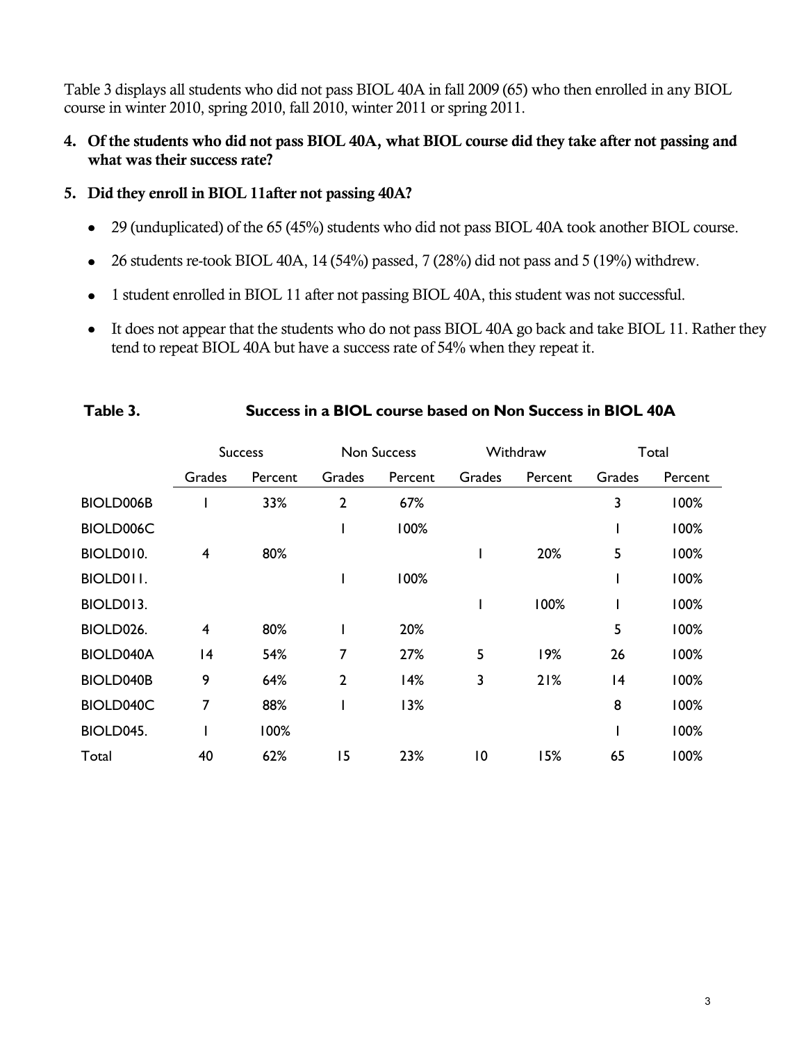Table 3 displays all students who did not pass BIOL 40A in fall 2009 (65) who then enrolled in any BIOL course in winter 2010, spring 2010, fall 2010, winter 2011 or spring 2011.

4. **Of the students who did not pass BIOL 40A, what BIOL course did they take after not passing and what was their success rate?**

5. **Did they enroll in BIOL 11after not passing 40A?**

- 29 (unduplicated) of the 65 (45%) students who did not pass BIOL 40A took another BIOL course.
- 26 students re-took BIOL 40A, 14 (54%) passed, 7 (28%) did not pass and 5 (19%) withdrew.
- 1 student enrolled in BIOL 11 after not passing BIOL 40A, this student was not successful.
- It does not appear that the students who do not pass BIOL 40A go back and take BIOL 11. Rather they tend to repeat BIOL 40A but have a success rate of 54% when they repeat it.

**Table 3. Success in a BIOL course based on Non Success in BIOL 40A**

| | Success | | Non Success | | Withdraw | | Total | |
|---|---|---|---|---|---|---|---|---|
| | Grades | Percent | Grades | Percent | Grades | Percent | Grades | Percent |
| BIOLD006B | 1 | 33% | 2 | 67% | | | 3 | 100% |
| BIOLD006C | | | 1 | 100% | | | 1 | 100% |
| BIOLD010. | 4 | 80% | | | 1 | 20% | 5 | 100% |
| BIOLD011. | | | 1 | 100% | | | 1 | 100% |
| BIOLD013. | | | | | 1 | 100% | 1 | 100% |
| BIOLD026. | 4 | 80% | 1 | 20% | | | 5 | 100% |
| BIOLD040A | 14 | 54% | 7 | 27% | 5 | 19% | 26 | 100% |
| BIOLD040B | 9 | 64% | 2 | 14% | 3 | 21% | 14 | 100% |
| BIOLD040C | 7 | 88% | 1 | 13% | | | 8 | 100% |
| BIOLD045. | 1 | 100% | | | | | 1 | 100% |
| Total | 40 | 62% | 15 | 23% | 10 | 15% | 65 | 100% |